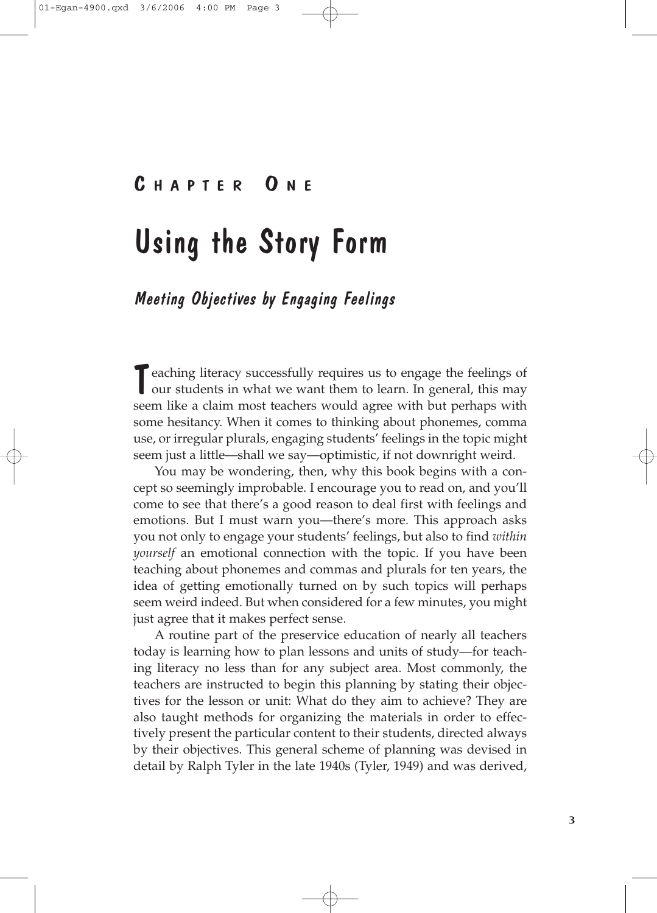## Chapter One

# Using the Story Form

## *Meeting Objectives by Engaging Feelings*

Teaching literacy successfully requires us to engage the feelings of our students in what we want them to learn. In general, this may seem like a claim most teachers would agree with but perhaps with some hesitancy. When it comes to thinking about phonemes, comma use, or irregular plurals, engaging students' feelings in the topic might seem just a little—shall we say—optimistic, if not downright weird.

You may be wondering, then, why this book begins with a concept so seemingly improbable. I encourage you to read on, and you'll come to see that there's a good reason to deal first with feelings and emotions. But I must warn you—there's more. This approach asks you not only to engage your students' feelings, but also to find *within yourself* an emotional connection with the topic. If you have been teaching about phonemes and commas and plurals for ten years, the idea of getting emotionally turned on by such topics will perhaps seem weird indeed. But when considered for a few minutes, you might just agree that it makes perfect sense.

A routine part of the preservice education of nearly all teachers today is learning how to plan lessons and units of study—for teaching literacy no less than for any subject area. Most commonly, the teachers are instructed to begin this planning by stating their objectives for the lesson or unit: What do they aim to achieve? They are also taught methods for organizing the materials in order to effectively present the particular content to their students, directed always by their objectives. This general scheme of planning was devised in detail by Ralph Tyler in the late 1940s (Tyler, 1949) and was derived,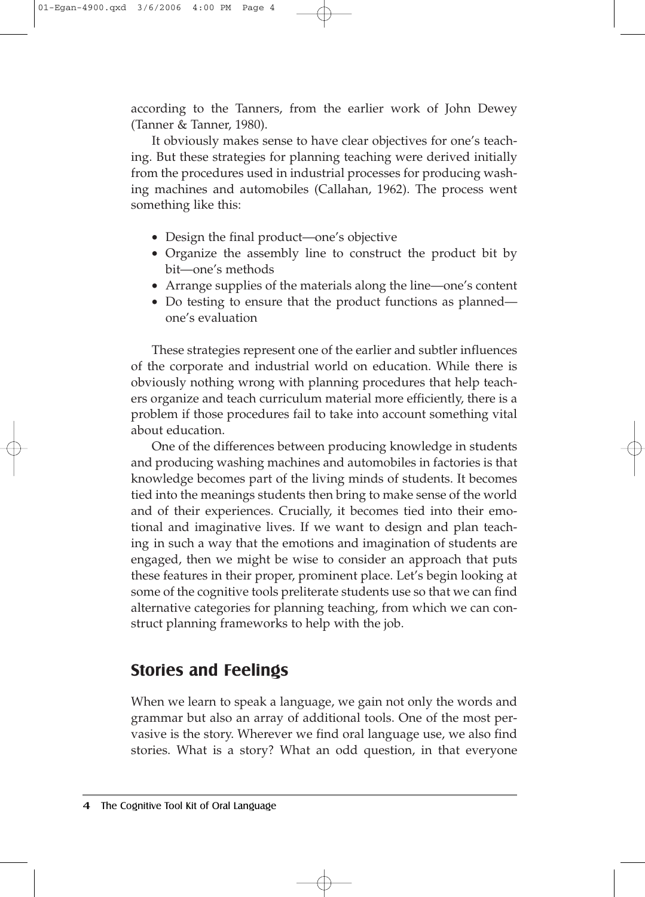according to the Tanners, from the earlier work of John Dewey (Tanner & Tanner, 1980).

It obviously makes sense to have clear objectives for one's teaching. But these strategies for planning teaching were derived initially from the procedures used in industrial processes for producing washing machines and automobiles (Callahan, 1962). The process went something like this:

- Design the final product—one's objective
- Organize the assembly line to construct the product bit by bit—one's methods
- Arrange supplies of the materials along the line—one's content
- Do testing to ensure that the product functions as planned—one's evaluation

These strategies represent one of the earlier and subtler influences of the corporate and industrial world on education. While there is obviously nothing wrong with planning procedures that help teachers organize and teach curriculum material more efficiently, there is a problem if those procedures fail to take into account something vital about education.

One of the differences between producing knowledge in students and producing washing machines and automobiles in factories is that knowledge becomes part of the living minds of students. It becomes tied into the meanings students then bring to make sense of the world and of their experiences. Crucially, it becomes tied into their emotional and imaginative lives. If we want to design and plan teaching in such a way that the emotions and imagination of students are engaged, then we might be wise to consider an approach that puts these features in their proper, prominent place. Let's begin looking at some of the cognitive tools preliterate students use so that we can find alternative categories for planning teaching, from which we can construct planning frameworks to help with the job.

## Stories and Feelings

When we learn to speak a language, we gain not only the words and grammar but also an array of additional tools. One of the most pervasive is the story. Wherever we find oral language use, we also find stories. What is a story? What an odd question, in that everyone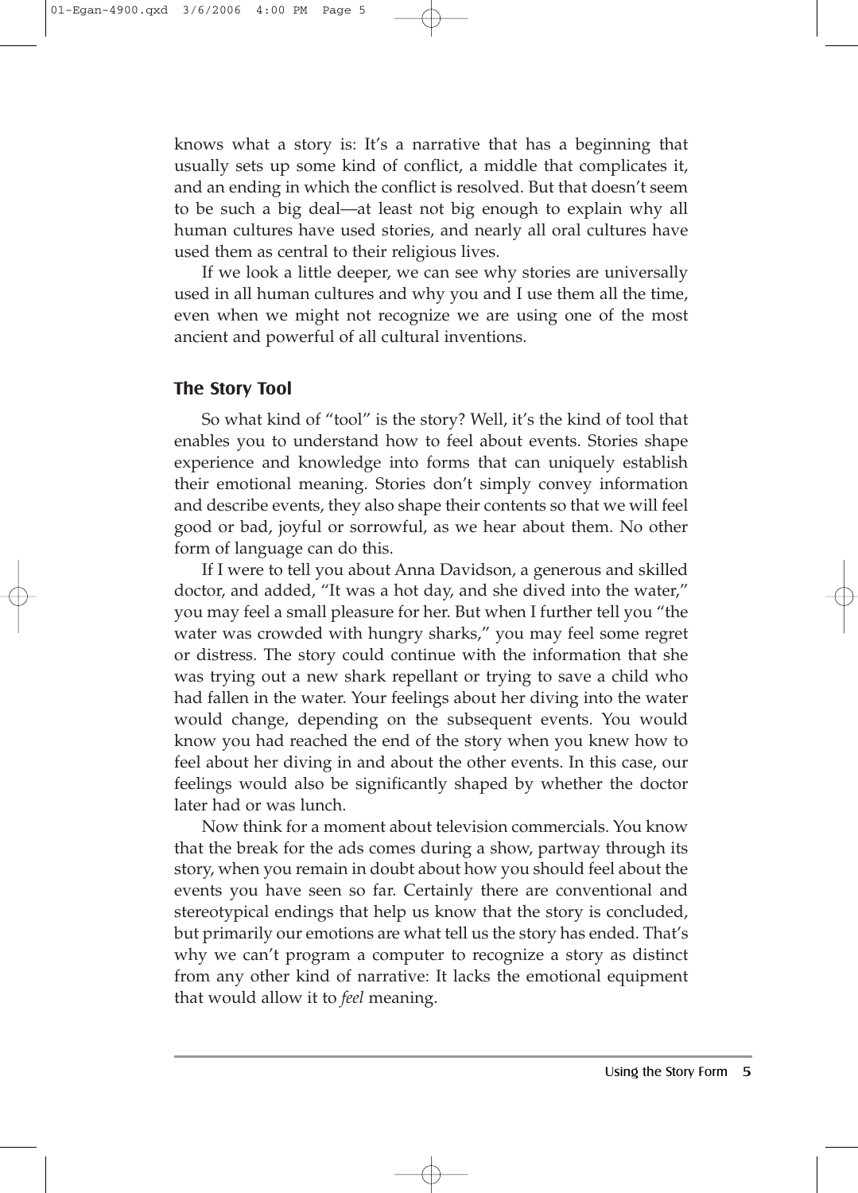knows what a story is: It's a narrative that has a beginning that usually sets up some kind of conflict, a middle that complicates it, and an ending in which the conflict is resolved. But that doesn't seem to be such a big deal—at least not big enough to explain why all human cultures have used stories, and nearly all oral cultures have used them as central to their religious lives.

If we look a little deeper, we can see why stories are universally used in all human cultures and why you and I use them all the time, even when we might not recognize we are using one of the most ancient and powerful of all cultural inventions.

## The Story Tool

So what kind of "tool" is the story? Well, it's the kind of tool that enables you to understand how to feel about events. Stories shape experience and knowledge into forms that can uniquely establish their emotional meaning. Stories don't simply convey information and describe events, they also shape their contents so that we will feel good or bad, joyful or sorrowful, as we hear about them. No other form of language can do this.

If I were to tell you about Anna Davidson, a generous and skilled doctor, and added, "It was a hot day, and she dived into the water," you may feel a small pleasure for her. But when I further tell you "the water was crowded with hungry sharks," you may feel some regret or distress. The story could continue with the information that she was trying out a new shark repellant or trying to save a child who had fallen in the water. Your feelings about her diving into the water would change, depending on the subsequent events. You would know you had reached the end of the story when you knew how to feel about her diving in and about the other events. In this case, our feelings would also be significantly shaped by whether the doctor later had or was lunch.

Now think for a moment about television commercials. You know that the break for the ads comes during a show, partway through its story, when you remain in doubt about how you should feel about the events you have seen so far. Certainly there are conventional and stereotypical endings that help us know that the story is concluded, but primarily our emotions are what tell us the story has ended. That's why we can't program a computer to recognize a story as distinct from any other kind of narrative: It lacks the emotional equipment that would allow it to *feel* meaning.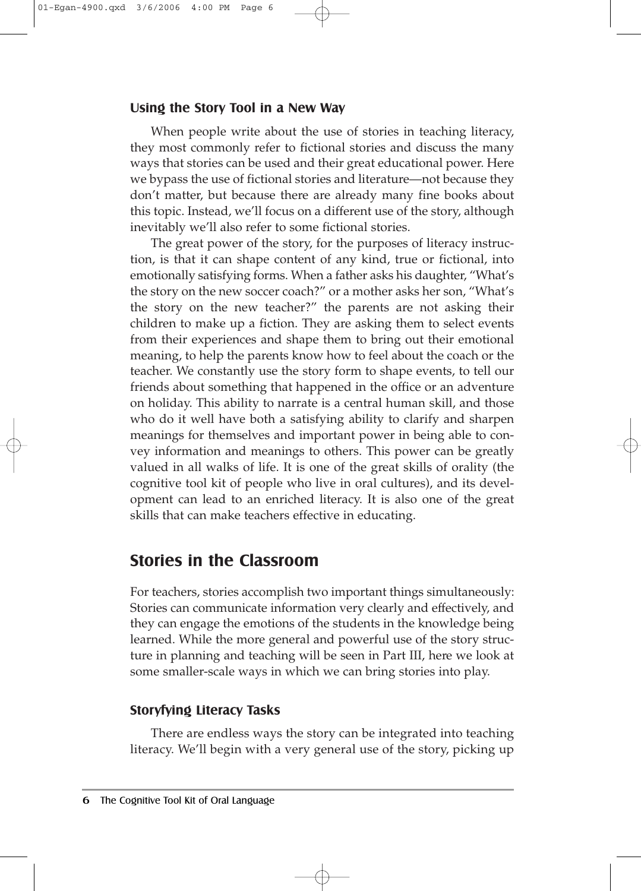### Using the Story Tool in a New Way

When people write about the use of stories in teaching literacy, they most commonly refer to fictional stories and discuss the many ways that stories can be used and their great educational power. Here we bypass the use of fictional stories and literature—not because they don't matter, but because there are already many fine books about this topic. Instead, we'll focus on a different use of the story, although inevitably we'll also refer to some fictional stories.

The great power of the story, for the purposes of literacy instruction, is that it can shape content of any kind, true or fictional, into emotionally satisfying forms. When a father asks his daughter, "What's the story on the new soccer coach?" or a mother asks her son, "What's the story on the new teacher?" the parents are not asking their children to make up a fiction. They are asking them to select events from their experiences and shape them to bring out their emotional meaning, to help the parents know how to feel about the coach or the teacher. We constantly use the story form to shape events, to tell our friends about something that happened in the office or an adventure on holiday. This ability to narrate is a central human skill, and those who do it well have both a satisfying ability to clarify and sharpen meanings for themselves and important power in being able to convey information and meanings to others. This power can be greatly valued in all walks of life. It is one of the great skills of orality (the cognitive tool kit of people who live in oral cultures), and its development can lead to an enriched literacy. It is also one of the great skills that can make teachers effective in educating.

## Stories in the Classroom

For teachers, stories accomplish two important things simultaneously: Stories can communicate information very clearly and effectively, and they can engage the emotions of the students in the knowledge being learned. While the more general and powerful use of the story structure in planning and teaching will be seen in Part III, here we look at some smaller-scale ways in which we can bring stories into play.

### Storyfying Literacy Tasks

There are endless ways the story can be integrated into teaching literacy. We'll begin with a very general use of the story, picking up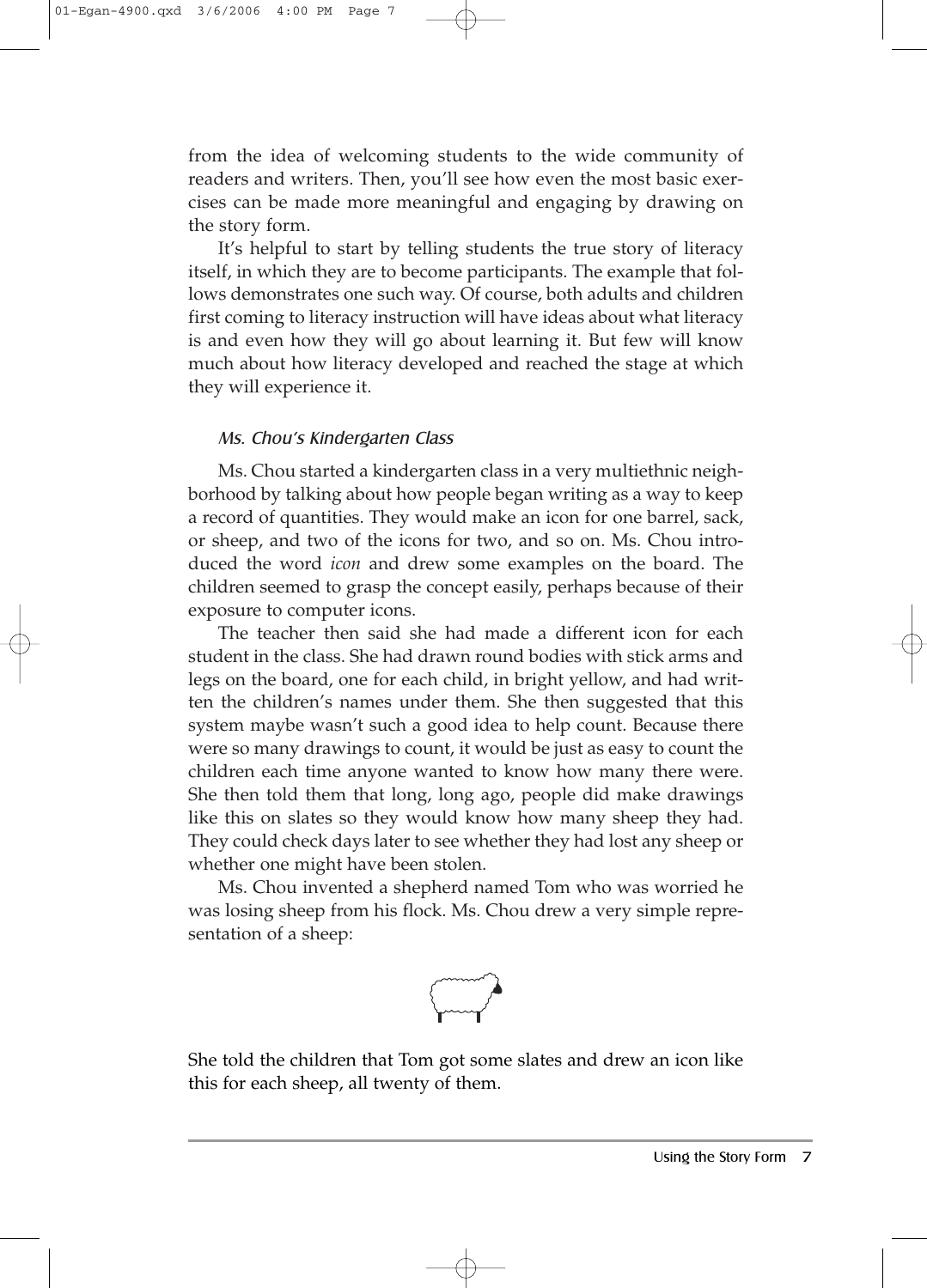from the idea of welcoming students to the wide community of readers and writers. Then, you'll see how even the most basic exercises can be made more meaningful and engaging by drawing on the story form.

It's helpful to start by telling students the true story of literacy itself, in which they are to become participants. The example that follows demonstrates one such way. Of course, both adults and children first coming to literacy instruction will have ideas about what literacy is and even how they will go about learning it. But few will know much about how literacy developed and reached the stage at which they will experience it.

#### *Ms. Chou's Kindergarten Class*

Ms. Chou started a kindergarten class in a very multiethnic neighborhood by talking about how people began writing as a way to keep a record of quantities. They would make an icon for one barrel, sack, or sheep, and two of the icons for two, and so on. Ms. Chou introduced the word *icon* and drew some examples on the board. The children seemed to grasp the concept easily, perhaps because of their exposure to computer icons.

The teacher then said she had made a different icon for each student in the class. She had drawn round bodies with stick arms and legs on the board, one for each child, in bright yellow, and had written the children's names under them. She then suggested that this system maybe wasn't such a good idea to help count. Because there were so many drawings to count, it would be just as easy to count the children each time anyone wanted to know how many there were. She then told them that long, long ago, people did make drawings like this on slates so they would know how many sheep they had. They could check days later to see whether they had lost any sheep or whether one might have been stolen.

Ms. Chou invented a shepherd named Tom who was worried he was losing sheep from his flock. Ms. Chou drew a very simple representation of a sheep:

She told the children that Tom got some slates and drew an icon like this for each sheep, all twenty of them.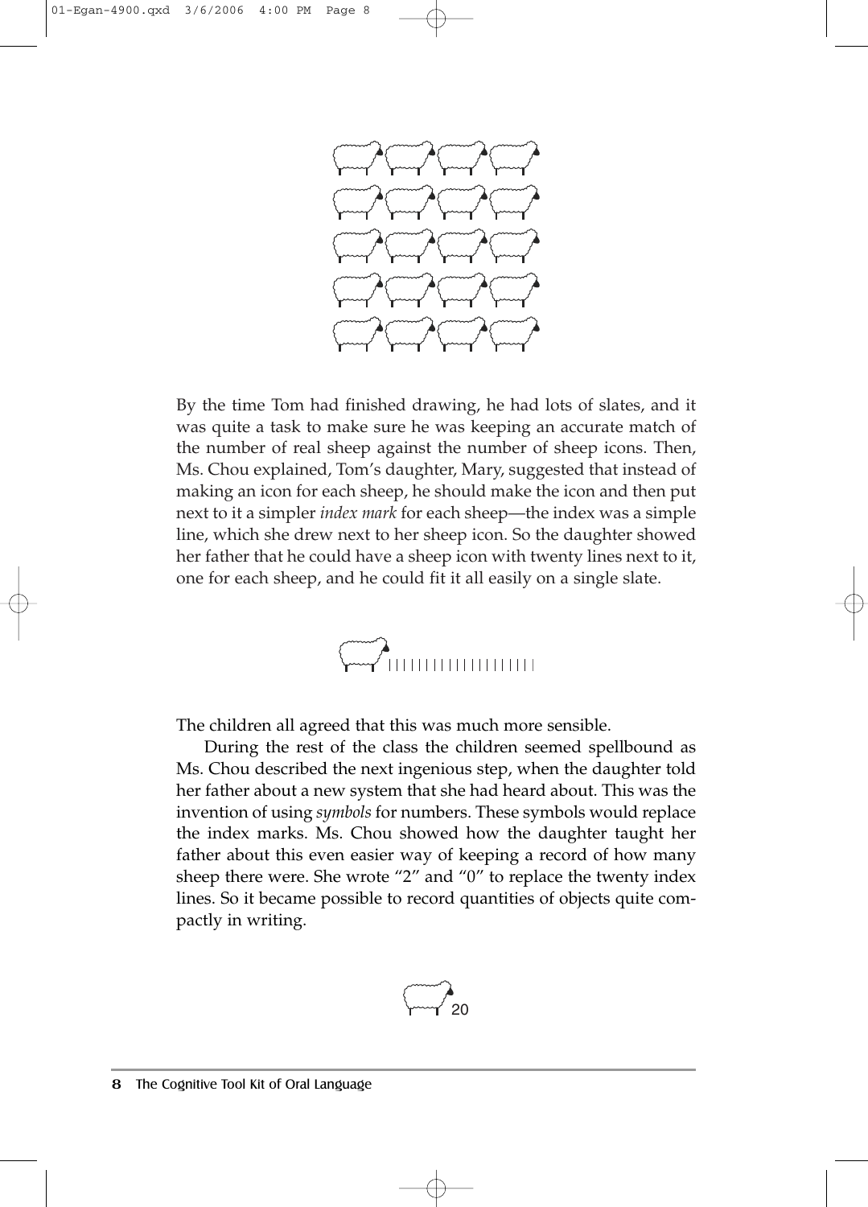By the time Tom had finished drawing, he had lots of slates, and it was quite a task to make sure he was keeping an accurate match of the number of real sheep against the number of sheep icons. Then, Ms. Chou explained, Tom's daughter, Mary, suggested that instead of making an icon for each sheep, he should make the icon and then put next to it a simpler *index mark* for each sheep—the index was a simple line, which she drew next to her sheep icon. So the daughter showed her father that he could have a sheep icon with twenty lines next to it, one for each sheep, and he could fit it all easily on a single slate.

The children all agreed that this was much more sensible.

During the rest of the class the children seemed spellbound as Ms. Chou described the next ingenious step, when the daughter told her father about a new system that she had heard about. This was the invention of using *symbols* for numbers. These symbols would replace the index marks. Ms. Chou showed how the daughter taught her father about this even easier way of keeping a record of how many sheep there were. She wrote "2" and "0" to replace the twenty index lines. So it became possible to record quantities of objects quite compactly in writing.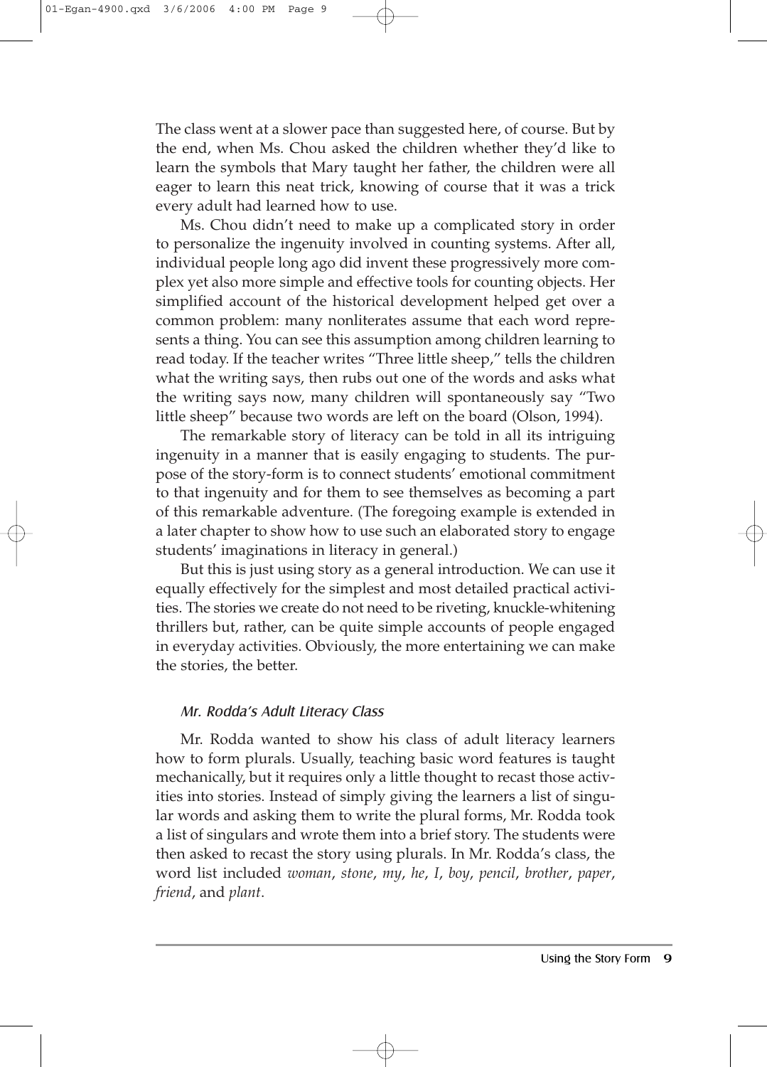The class went at a slower pace than suggested here, of course. But by the end, when Ms. Chou asked the children whether they'd like to learn the symbols that Mary taught her father, the children were all eager to learn this neat trick, knowing of course that it was a trick every adult had learned how to use.

Ms. Chou didn't need to make up a complicated story in order to personalize the ingenuity involved in counting systems. After all, individual people long ago did invent these progressively more complex yet also more simple and effective tools for counting objects. Her simplified account of the historical development helped get over a common problem: many nonliterates assume that each word represents a thing. You can see this assumption among children learning to read today. If the teacher writes "Three little sheep," tells the children what the writing says, then rubs out one of the words and asks what the writing says now, many children will spontaneously say "Two little sheep" because two words are left on the board (Olson, 1994).

The remarkable story of literacy can be told in all its intriguing ingenuity in a manner that is easily engaging to students. The purpose of the story-form is to connect students' emotional commitment to that ingenuity and for them to see themselves as becoming a part of this remarkable adventure. (The foregoing example is extended in a later chapter to show how to use such an elaborated story to engage students' imaginations in literacy in general.)

But this is just using story as a general introduction. We can use it equally effectively for the simplest and most detailed practical activities. The stories we create do not need to be riveting, knuckle-whitening thrillers but, rather, can be quite simple accounts of people engaged in everyday activities. Obviously, the more entertaining we can make the stories, the better.

### *Mr. Rodda's Adult Literacy Class*

Mr. Rodda wanted to show his class of adult literacy learners how to form plurals. Usually, teaching basic word features is taught mechanically, but it requires only a little thought to recast those activities into stories. Instead of simply giving the learners a list of singular words and asking them to write the plural forms, Mr. Rodda took a list of singulars and wrote them into a brief story. The students were then asked to recast the story using plurals. In Mr. Rodda's class, the word list included *woman*, *stone*, *my*, *he*, *I*, *boy*, *pencil*, *brother*, *paper*, *friend*, and *plant*.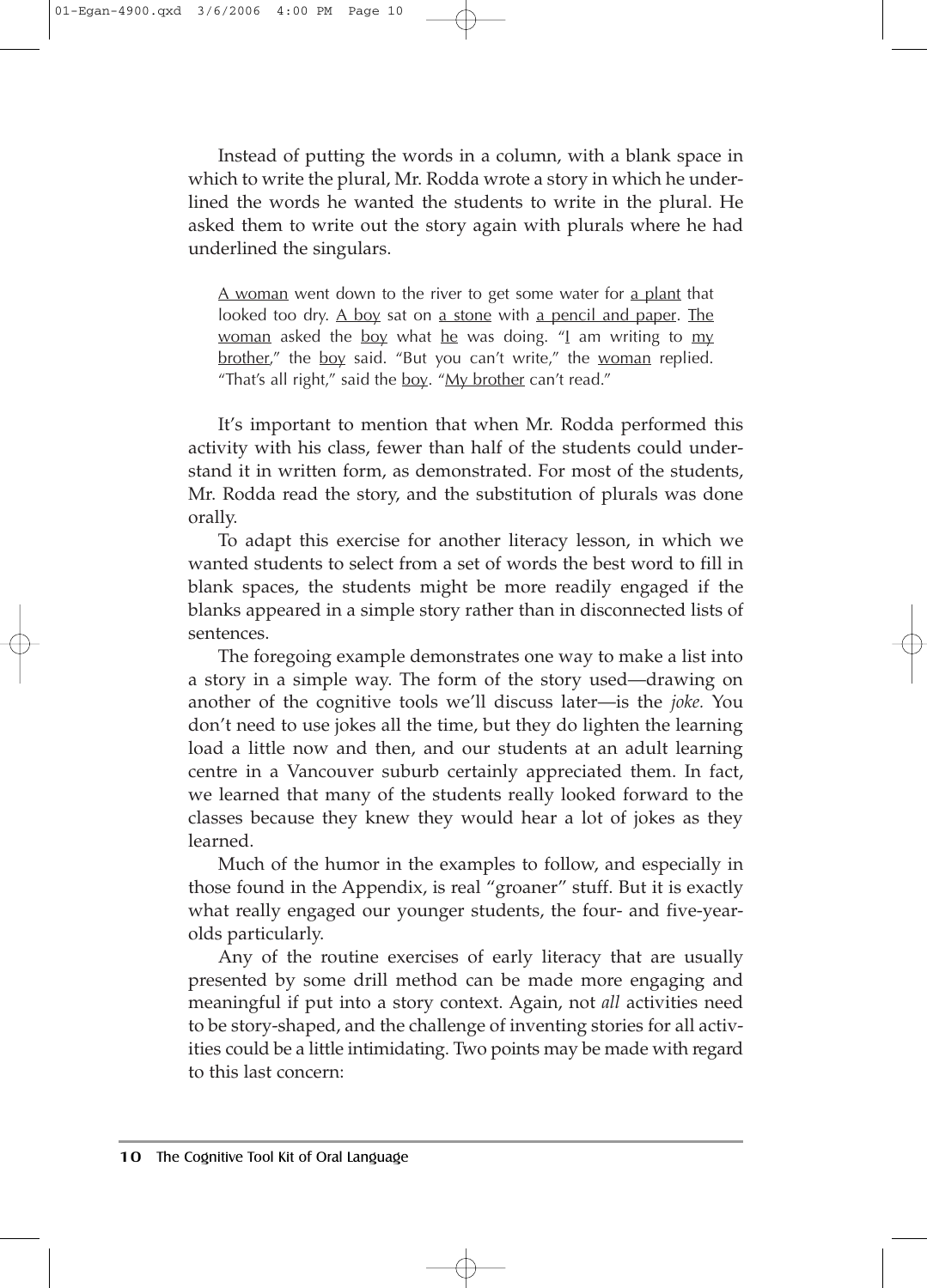Instead of putting the words in a column, with a blank space in which to write the plural, Mr. Rodda wrote a story in which he underlined the words he wanted the students to write in the plural. He asked them to write out the story again with plurals where he had underlined the singulars.

> <u>A woman</u> went down to the river to get some water for <u>a plant</u> that looked too dry. <u>A boy</u> sat on <u>a stone</u> with <u>a pencil and paper</u>. <u>The woman</u> asked the <u>boy</u> what <u>he</u> was doing. "<u>I</u> am writing to <u>my brother</u>," the <u>boy</u> said. "But you can't write," the <u>woman</u> replied. "That's all right," said the <u>boy</u>. "<u>My brother</u> can't read."

It's important to mention that when Mr. Rodda performed this activity with his class, fewer than half of the students could understand it in written form, as demonstrated. For most of the students, Mr. Rodda read the story, and the substitution of plurals was done orally.

To adapt this exercise for another literacy lesson, in which we wanted students to select from a set of words the best word to fill in blank spaces, the students might be more readily engaged if the blanks appeared in a simple story rather than in disconnected lists of sentences.

The foregoing example demonstrates one way to make a list into a story in a simple way. The form of the story used—drawing on another of the cognitive tools we'll discuss later—is the *joke.* You don't need to use jokes all the time, but they do lighten the learning load a little now and then, and our students at an adult learning centre in a Vancouver suburb certainly appreciated them. In fact, we learned that many of the students really looked forward to the classes because they knew they would hear a lot of jokes as they learned.

Much of the humor in the examples to follow, and especially in those found in the Appendix, is real "groaner" stuff. But it is exactly what really engaged our younger students, the four- and five-year-olds particularly.

Any of the routine exercises of early literacy that are usually presented by some drill method can be made more engaging and meaningful if put into a story context. Again, not *all* activities need to be story-shaped, and the challenge of inventing stories for all activities could be a little intimidating. Two points may be made with regard to this last concern: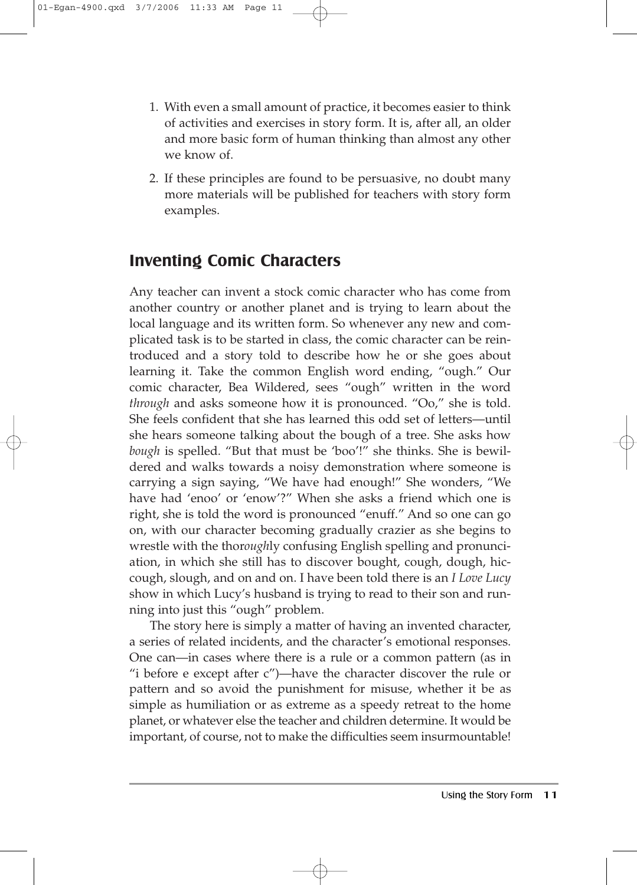1. With even a small amount of practice, it becomes easier to think of activities and exercises in story form. It is, after all, an older and more basic form of human thinking than almost any other we know of.
2. If these principles are found to be persuasive, no doubt many more materials will be published for teachers with story form examples.

## Inventing Comic Characters

Any teacher can invent a stock comic character who has come from another country or another planet and is trying to learn about the local language and its written form. So whenever any new and complicated task is to be started in class, the comic character can be reintroduced and a story told to describe how he or she goes about learning it. Take the common English word ending, "ough." Our comic character, Bea Wildered, sees "ough" written in the word *through* and asks someone how it is pronounced. "Oo," she is told. She feels confident that she has learned this odd set of letters—until she hears someone talking about the bough of a tree. She asks how *bough* is spelled. "But that must be 'boo'!" she thinks. She is bewildered and walks towards a noisy demonstration where someone is carrying a sign saying, "We have had enough!" She wonders, "We have had 'enoo' or 'enow'?" When she asks a friend which one is right, she is told the word is pronounced "enuff." And so one can go on, with our character becoming gradually crazier as she begins to wrestle with the thor*ough*ly confusing English spelling and pronunciation, in which she still has to discover bought, cough, dough, hiccough, slough, and on and on. I have been told there is an *I Love Lucy* show in which Lucy's husband is trying to read to their son and running into just this "ough" problem.

The story here is simply a matter of having an invented character, a series of related incidents, and the character's emotional responses. One can—in cases where there is a rule or a common pattern (as in "i before e except after c")—have the character discover the rule or pattern and so avoid the punishment for misuse, whether it be as simple as humiliation or as extreme as a speedy retreat to the home planet, or whatever else the teacher and children determine. It would be important, of course, not to make the difficulties seem insurmountable!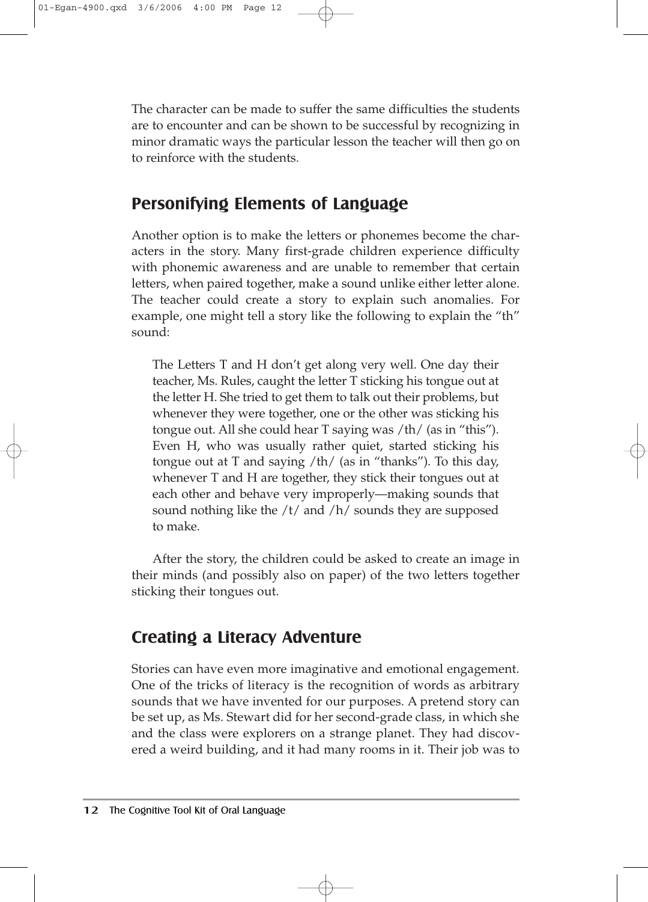The character can be made to suffer the same difficulties the students are to encounter and can be shown to be successful by recognizing in minor dramatic ways the particular lesson the teacher will then go on to reinforce with the students.

## Personifying Elements of Language

Another option is to make the letters or phonemes become the characters in the story. Many first-grade children experience difficulty with phonemic awareness and are unable to remember that certain letters, when paired together, make a sound unlike either letter alone. The teacher could create a story to explain such anomalies. For example, one might tell a story like the following to explain the "th" sound:

> The Letters T and H don't get along very well. One day their teacher, Ms. Rules, caught the letter T sticking his tongue out at the letter H. She tried to get them to talk out their problems, but whenever they were together, one or the other was sticking his tongue out. All she could hear T saying was /th/ (as in "this"). Even H, who was usually rather quiet, started sticking his tongue out at T and saying /th/ (as in "thanks"). To this day, whenever T and H are together, they stick their tongues out at each other and behave very improperly—making sounds that sound nothing like the /t/ and /h/ sounds they are supposed to make.

After the story, the children could be asked to create an image in their minds (and possibly also on paper) of the two letters together sticking their tongues out.

## Creating a Literacy Adventure

Stories can have even more imaginative and emotional engagement. One of the tricks of literacy is the recognition of words as arbitrary sounds that we have invented for our purposes. A pretend story can be set up, as Ms. Stewart did for her second-grade class, in which she and the class were explorers on a strange planet. They had discovered a weird building, and it had many rooms in it. Their job was to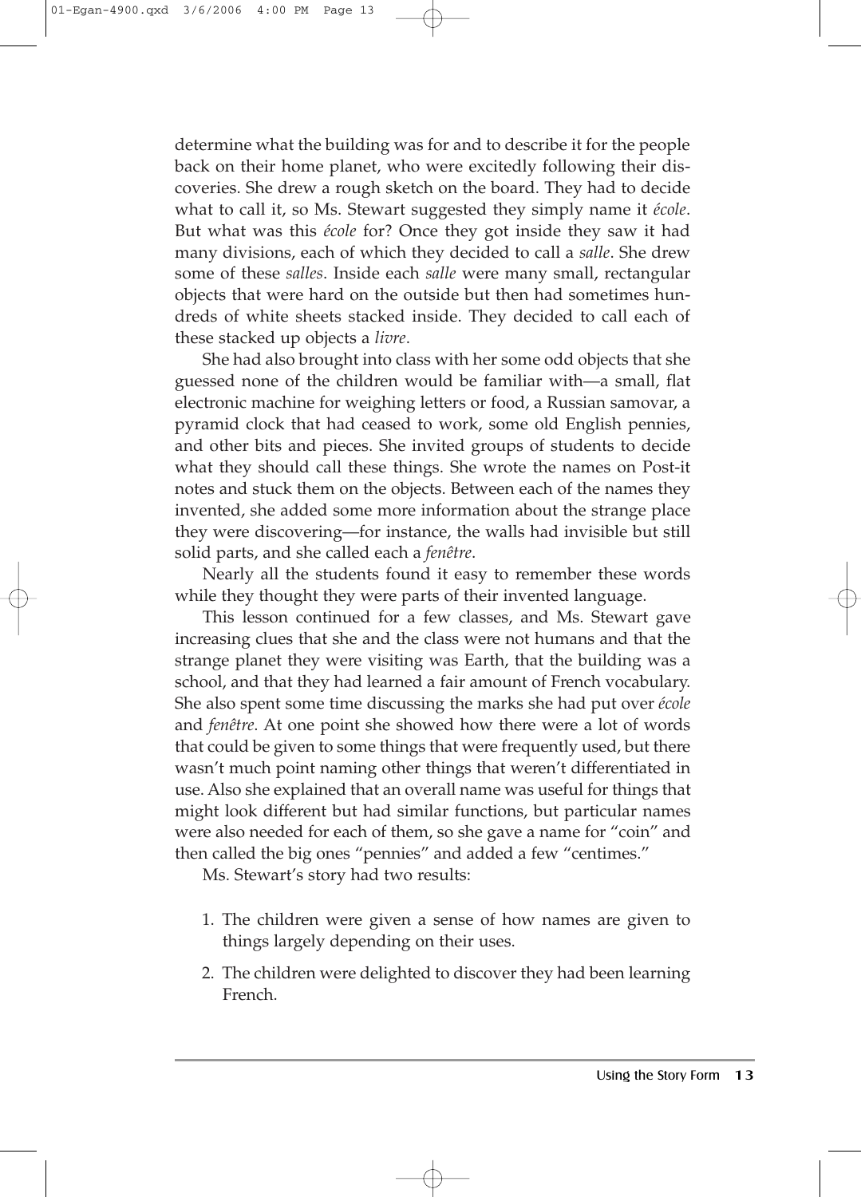determine what the building was for and to describe it for the people back on their home planet, who were excitedly following their discoveries. She drew a rough sketch on the board. They had to decide what to call it, so Ms. Stewart suggested they simply name it *école*. But what was this *école* for? Once they got inside they saw it had many divisions, each of which they decided to call a *salle*. She drew some of these *salles*. Inside each *salle* were many small, rectangular objects that were hard on the outside but then had sometimes hundreds of white sheets stacked inside. They decided to call each of these stacked up objects a *livre*.

She had also brought into class with her some odd objects that she guessed none of the children would be familiar with—a small, flat electronic machine for weighing letters or food, a Russian samovar, a pyramid clock that had ceased to work, some old English pennies, and other bits and pieces. She invited groups of students to decide what they should call these things. She wrote the names on Post-it notes and stuck them on the objects. Between each of the names they invented, she added some more information about the strange place they were discovering—for instance, the walls had invisible but still solid parts, and she called each a *fenêtre*.

Nearly all the students found it easy to remember these words while they thought they were parts of their invented language.

This lesson continued for a few classes, and Ms. Stewart gave increasing clues that she and the class were not humans and that the strange planet they were visiting was Earth, that the building was a school, and that they had learned a fair amount of French vocabulary. She also spent some time discussing the marks she had put over *école* and *fenêtre*. At one point she showed how there were a lot of words that could be given to some things that were frequently used, but there wasn't much point naming other things that weren't differentiated in use. Also she explained that an overall name was useful for things that might look different but had similar functions, but particular names were also needed for each of them, so she gave a name for "coin" and then called the big ones "pennies" and added a few "centimes."

Ms. Stewart's story had two results:

1. The children were given a sense of how names are given to things largely depending on their uses.
2. The children were delighted to discover they had been learning French.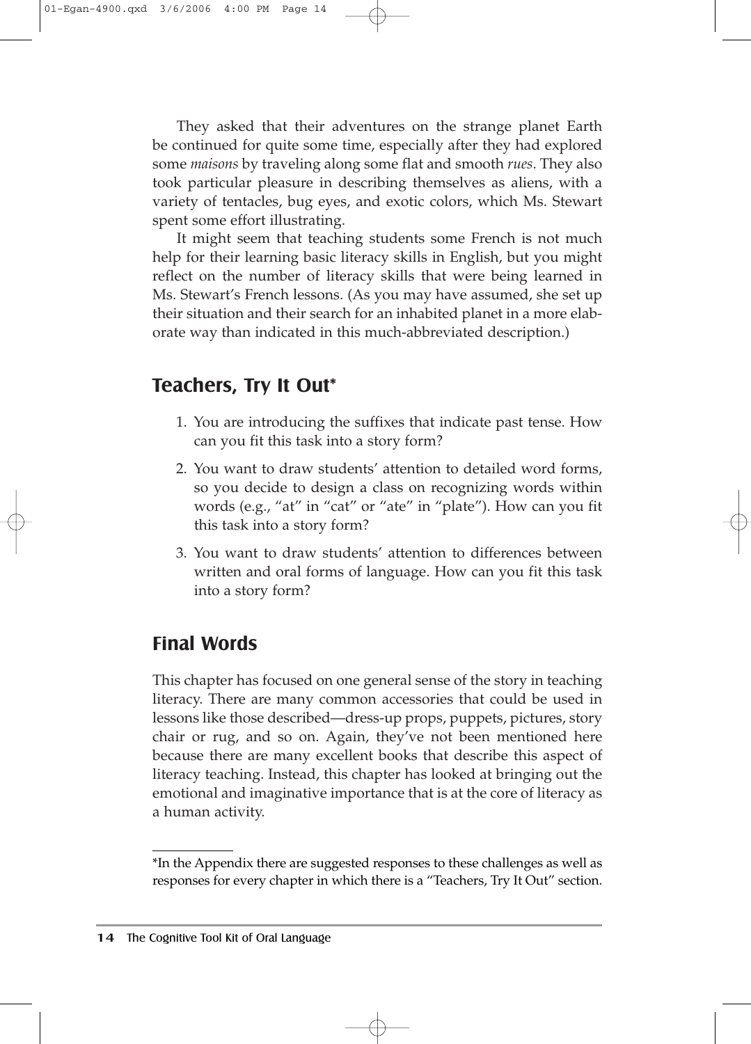They asked that their adventures on the strange planet Earth be continued for quite some time, especially after they had explored some *maisons* by traveling along some flat and smooth *rues*. They also took particular pleasure in describing themselves as aliens, with a variety of tentacles, bug eyes, and exotic colors, which Ms. Stewart spent some effort illustrating.

It might seem that teaching students some French is not much help for their learning basic literacy skills in English, but you might reflect on the number of literacy skills that were being learned in Ms. Stewart's French lessons. (As you may have assumed, she set up their situation and their search for an inhabited planet in a more elaborate way than indicated in this much-abbreviated description.)

## Teachers, Try It Out*

1. You are introducing the suffixes that indicate past tense. How can you fit this task into a story form?
2. You want to draw students' attention to detailed word forms, so you decide to design a class on recognizing words within words (e.g., "at" in "cat" or "ate" in "plate"). How can you fit this task into a story form?
3. You want to draw students' attention to differences between written and oral forms of language. How can you fit this task into a story form?

## Final Words

This chapter has focused on one general sense of the story in teaching literacy. There are many common accessories that could be used in lessons like those described—dress-up props, puppets, pictures, story chair or rug, and so on. Again, they've not been mentioned here because there are many excellent books that describe this aspect of literacy teaching. Instead, this chapter has looked at bringing out the emotional and imaginative importance that is at the core of literacy as a human activity.

---

*In the Appendix there are suggested responses to these challenges as well as responses for every chapter in which there is a "Teachers, Try It Out" section.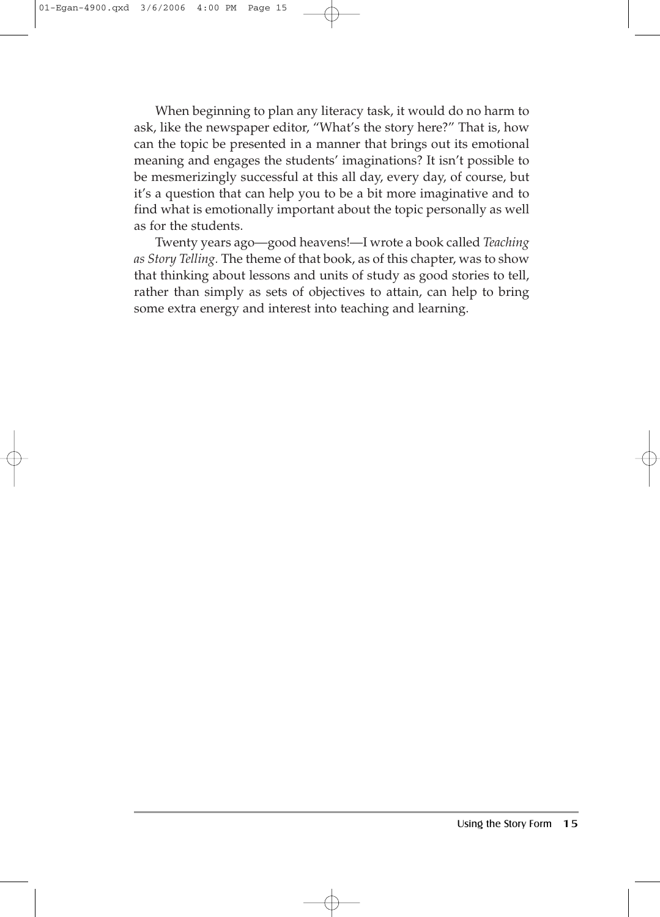When beginning to plan any literacy task, it would do no harm to ask, like the newspaper editor, "What's the story here?" That is, how can the topic be presented in a manner that brings out its emotional meaning and engages the students' imaginations? It isn't possible to be mesmerizingly successful at this all day, every day, of course, but it's a question that can help you to be a bit more imaginative and to find what is emotionally important about the topic personally as well as for the students.

Twenty years ago—good heavens!—I wrote a book called *Teaching as Story Telling.* The theme of that book, as of this chapter, was to show that thinking about lessons and units of study as good stories to tell, rather than simply as sets of objectives to attain, can help to bring some extra energy and interest into teaching and learning.